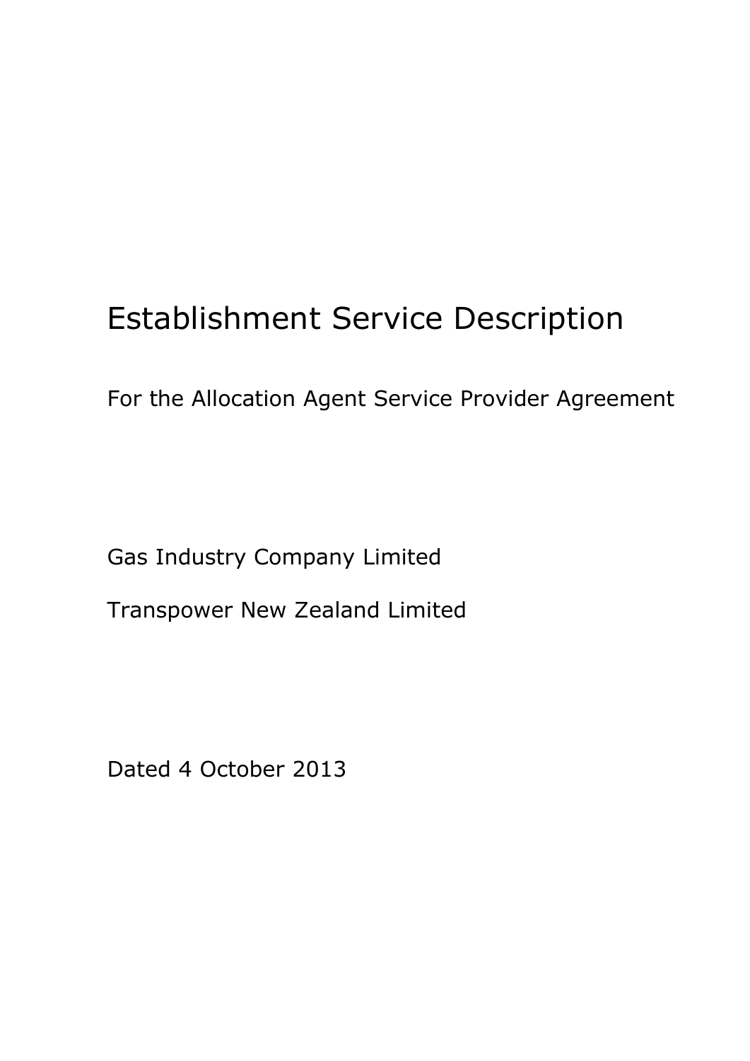# Establishment Service Description

For the Allocation Agent Service Provider Agreement

Gas Industry Company Limited

Transpower New Zealand Limited

Dated 4 October 2013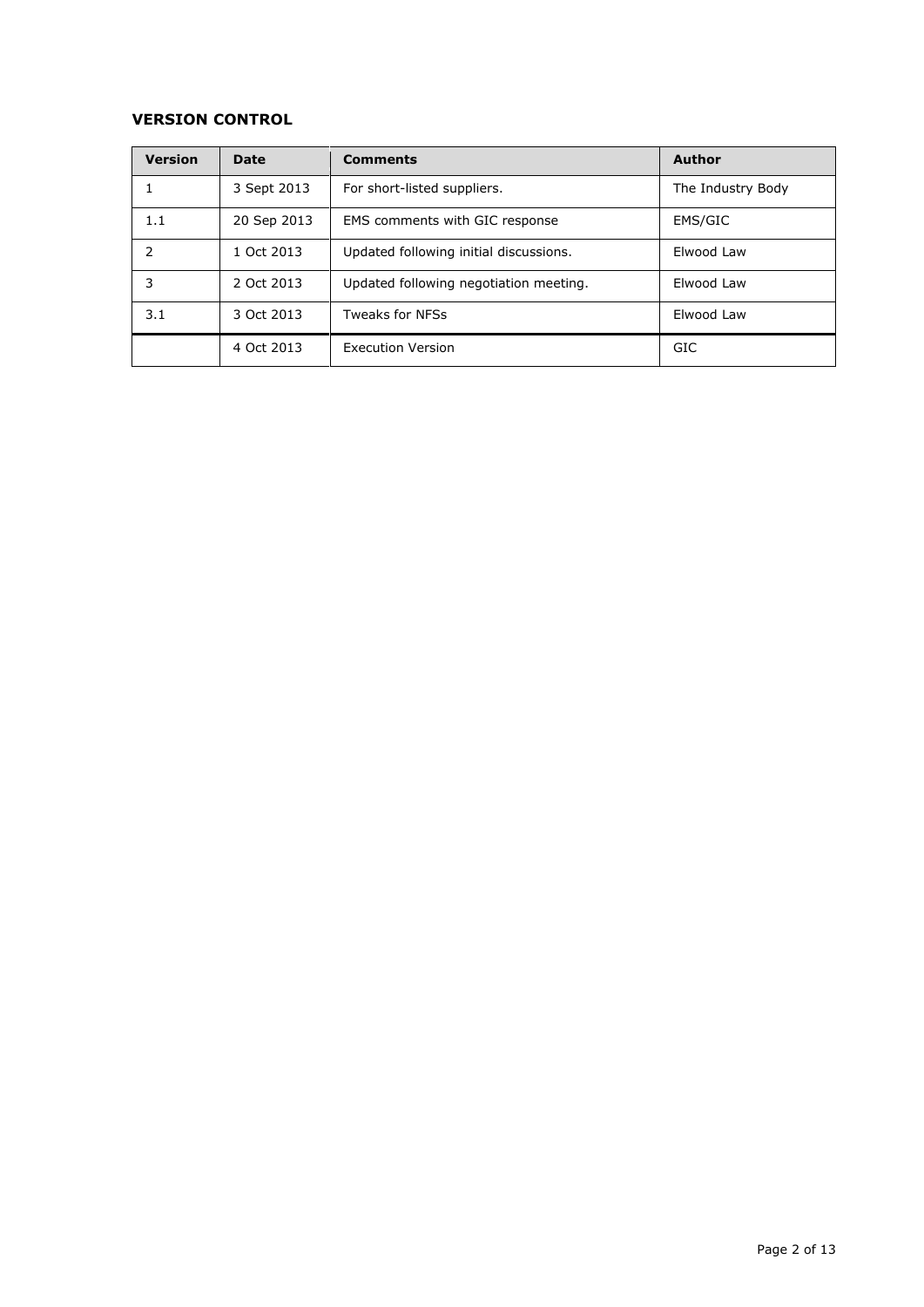**VERSION CONTROL**

| Version | Date | Comments | Author |
| --- | --- | --- | --- |
| 1 | 3 Sept 2013 | For short-listed suppliers. | The Industry Body |
| 1.1 | 20 Sep 2013 | EMS comments with GIC response | EMS/GIC |
| 2 | 1 Oct 2013 | Updated following initial discussions. | Elwood Law |
| 3 | 2 Oct 2013 | Updated following negotiation meeting. | Elwood Law |
| 3.1 | 3 Oct 2013 | Tweaks for NFSs | Elwood Law |
|  | 4 Oct 2013 | Execution Version | GIC |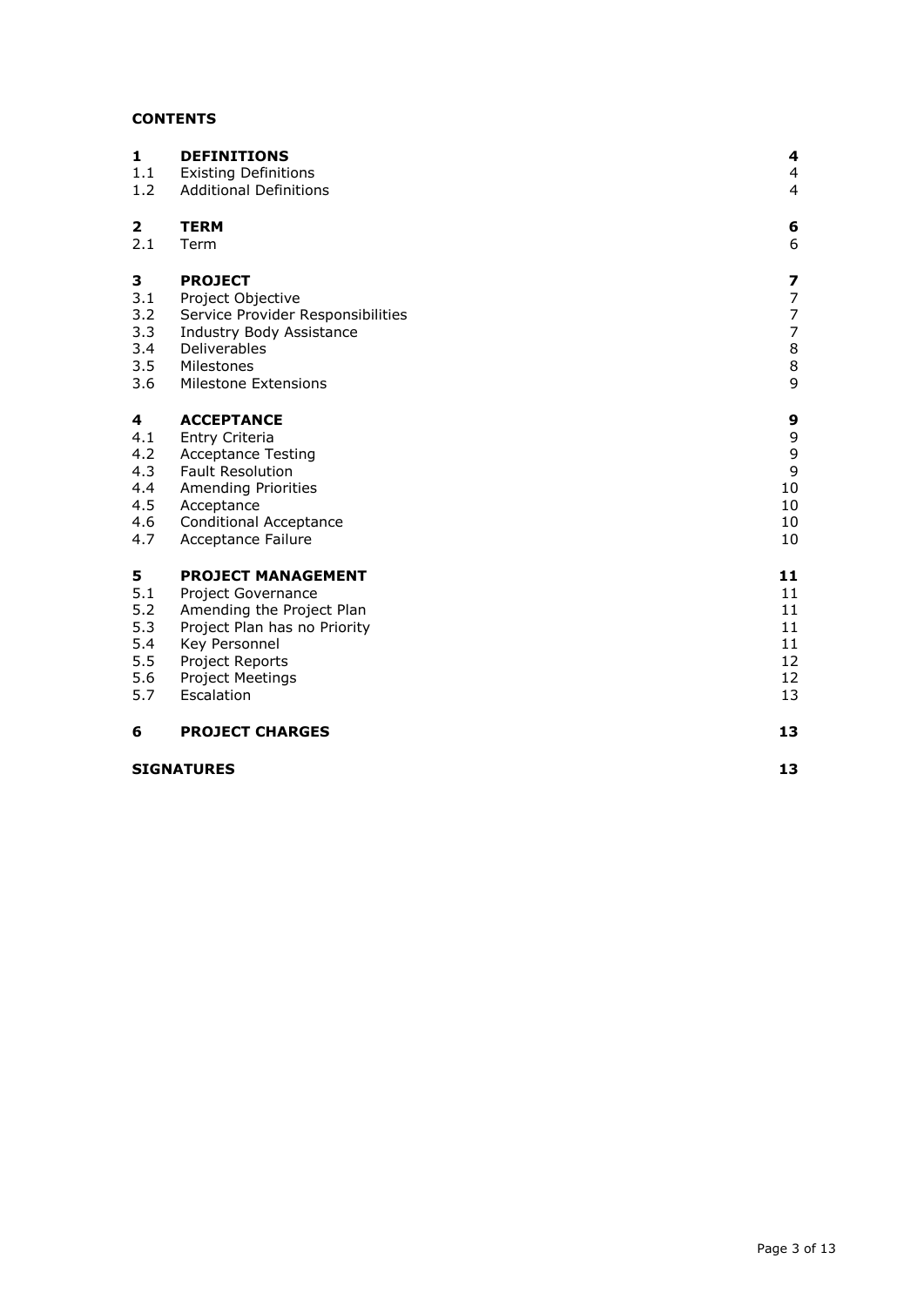**CONTENTS**

| | | |
|---|---|---|
| **1** | **DEFINITIONS** | **4** |
| 1.1 | Existing Definitions | 4 |
| 1.2 | Additional Definitions | 4 |
| **2** | **TERM** | **6** |
| 2.1 | Term | 6 |
| **3** | **PROJECT** | **7** |
| 3.1 | Project Objective | 7 |
| 3.2 | Service Provider Responsibilities | 7 |
| 3.3 | Industry Body Assistance | 7 |
| 3.4 | Deliverables | 8 |
| 3.5 | Milestones | 8 |
| 3.6 | Milestone Extensions | 9 |
| **4** | **ACCEPTANCE** | **9** |
| 4.1 | Entry Criteria | 9 |
| 4.2 | Acceptance Testing | 9 |
| 4.3 | Fault Resolution | 9 |
| 4.4 | Amending Priorities | 10 |
| 4.5 | Acceptance | 10 |
| 4.6 | Conditional Acceptance | 10 |
| 4.7 | Acceptance Failure | 10 |
| **5** | **PROJECT MANAGEMENT** | **11** |
| 5.1 | Project Governance | 11 |
| 5.2 | Amending the Project Plan | 11 |
| 5.3 | Project Plan has no Priority | 11 |
| 5.4 | Key Personnel | 11 |
| 5.5 | Project Reports | 12 |
| 5.6 | Project Meetings | 12 |
| 5.7 | Escalation | 13 |
| **6** | **PROJECT CHARGES** | **13** |
| | **SIGNATURES** | **13** |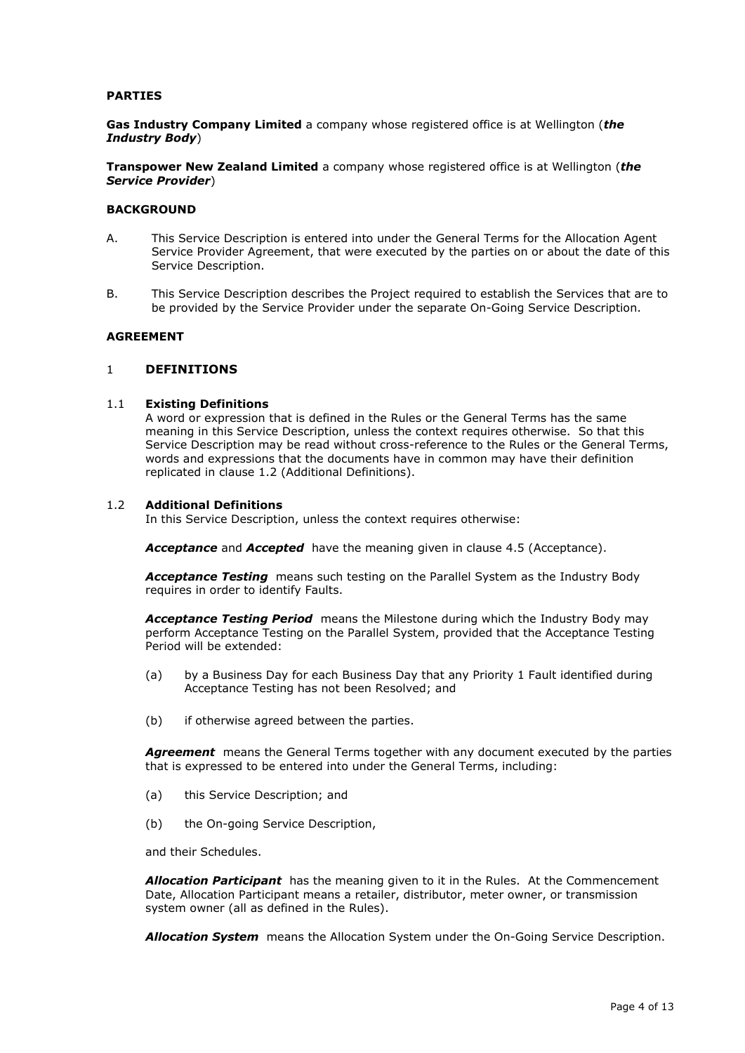**PARTIES**

**Gas Industry Company Limited** a company whose registered office is at Wellington (***the Industry Body***)

**Transpower New Zealand Limited** a company whose registered office is at Wellington (***the Service Provider***)

**BACKGROUND**

A. This Service Description is entered into under the General Terms for the Allocation Agent Service Provider Agreement, that were executed by the parties on or about the date of this Service Description.

B. This Service Description describes the Project required to establish the Services that are to be provided by the Service Provider under the separate On-Going Service Description.

**AGREEMENT**

## 1 DEFINITIONS

### 1.1 Existing Definitions

A word or expression that is defined in the Rules or the General Terms has the same meaning in this Service Description, unless the context requires otherwise. So that this Service Description may be read without cross-reference to the Rules or the General Terms, words and expressions that the documents have in common may have their definition replicated in clause 1.2 (Additional Definitions).

### 1.2 Additional Definitions

In this Service Description, unless the context requires otherwise:

***Acceptance*** and ***Accepted*** have the meaning given in clause 4.5 (Acceptance).

***Acceptance Testing*** means such testing on the Parallel System as the Industry Body requires in order to identify Faults.

***Acceptance Testing Period*** means the Milestone during which the Industry Body may perform Acceptance Testing on the Parallel System, provided that the Acceptance Testing Period will be extended:

(a) by a Business Day for each Business Day that any Priority 1 Fault identified during Acceptance Testing has not been Resolved; and

(b) if otherwise agreed between the parties.

***Agreement*** means the General Terms together with any document executed by the parties that is expressed to be entered into under the General Terms, including:

(a) this Service Description; and

(b) the On-going Service Description,

and their Schedules.

***Allocation Participant*** has the meaning given to it in the Rules. At the Commencement Date, Allocation Participant means a retailer, distributor, meter owner, or transmission system owner (all as defined in the Rules).

***Allocation System*** means the Allocation System under the On-Going Service Description.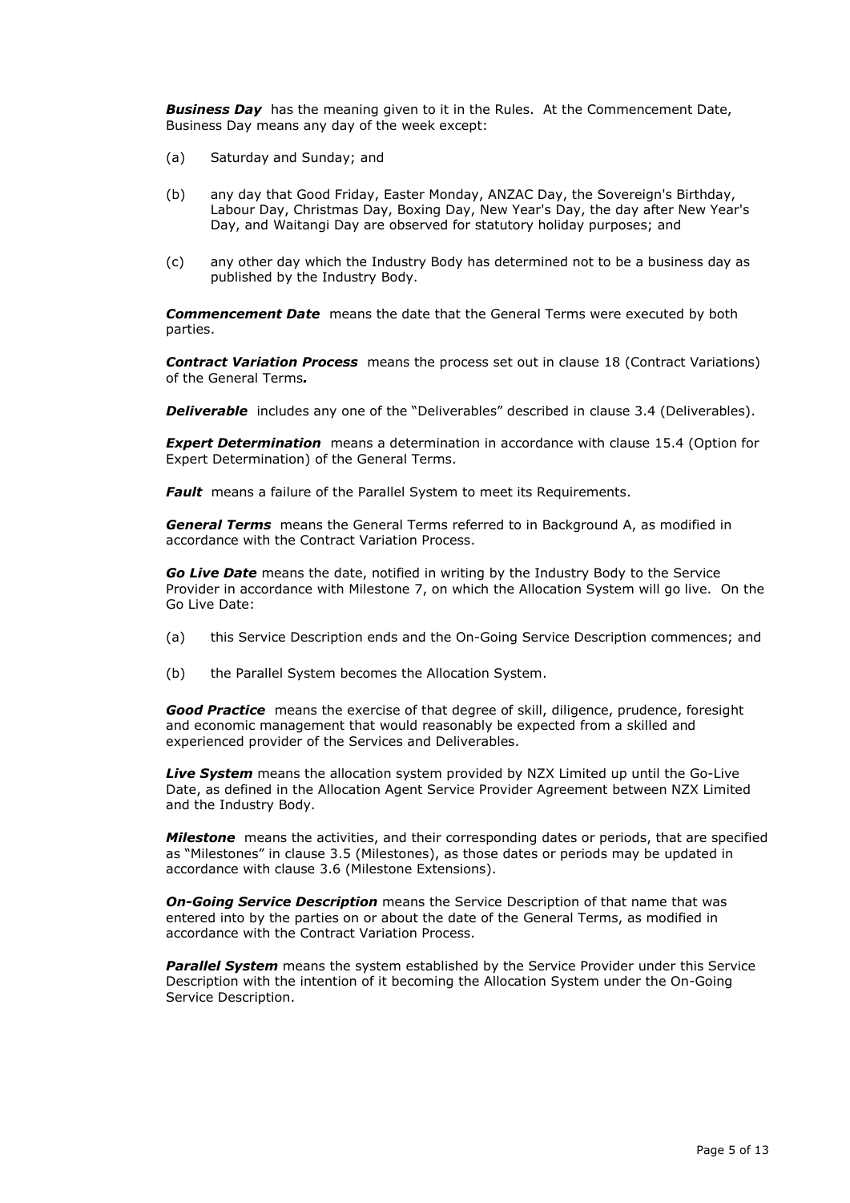***Business Day*** has the meaning given to it in the Rules. At the Commencement Date, Business Day means any day of the week except:

(a) Saturday and Sunday; and

(b) any day that Good Friday, Easter Monday, ANZAC Day, the Sovereign's Birthday, Labour Day, Christmas Day, Boxing Day, New Year's Day, the day after New Year's Day, and Waitangi Day are observed for statutory holiday purposes; and

(c) any other day which the Industry Body has determined not to be a business day as published by the Industry Body.

***Commencement Date*** means the date that the General Terms were executed by both parties.

***Contract Variation Process*** means the process set out in clause 18 (Contract Variations) of the General Terms***.***

***Deliverable*** includes any one of the "Deliverables" described in clause 3.4 (Deliverables).

***Expert Determination*** means a determination in accordance with clause 15.4 (Option for Expert Determination) of the General Terms.

***Fault*** means a failure of the Parallel System to meet its Requirements.

***General Terms*** means the General Terms referred to in Background A, as modified in accordance with the Contract Variation Process.

***Go Live Date*** means the date, notified in writing by the Industry Body to the Service Provider in accordance with Milestone 7, on which the Allocation System will go live. On the Go Live Date:

(a) this Service Description ends and the On-Going Service Description commences; and

(b) the Parallel System becomes the Allocation System.

***Good Practice*** means the exercise of that degree of skill, diligence, prudence, foresight and economic management that would reasonably be expected from a skilled and experienced provider of the Services and Deliverables.

***Live System*** means the allocation system provided by NZX Limited up until the Go-Live Date, as defined in the Allocation Agent Service Provider Agreement between NZX Limited and the Industry Body.

***Milestone*** means the activities, and their corresponding dates or periods, that are specified as "Milestones" in clause 3.5 (Milestones), as those dates or periods may be updated in accordance with clause 3.6 (Milestone Extensions).

***On-Going Service Description*** means the Service Description of that name that was entered into by the parties on or about the date of the General Terms, as modified in accordance with the Contract Variation Process.

***Parallel System*** means the system established by the Service Provider under this Service Description with the intention of it becoming the Allocation System under the On-Going Service Description.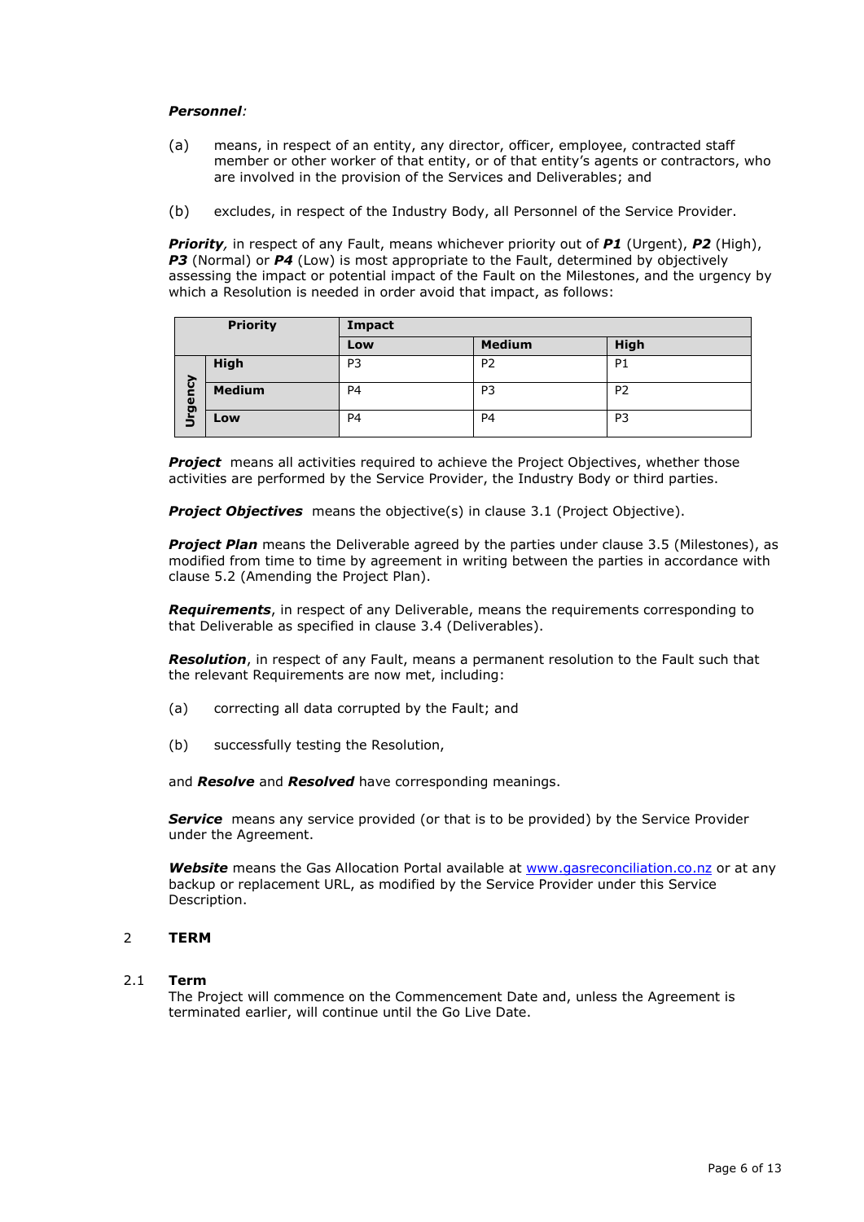***Personnel:***

(a) means, in respect of an entity, any director, officer, employee, contracted staff member or other worker of that entity, or of that entity's agents or contractors, who are involved in the provision of the Services and Deliverables; and

(b) excludes, in respect of the Industry Body, all Personnel of the Service Provider.

***Priority***, in respect of any Fault, means whichever priority out of ***P1*** (Urgent), ***P2*** (High), ***P3*** (Normal) or ***P4*** (Low) is most appropriate to the Fault, determined by objectively assessing the impact or potential impact of the Fault on the Milestones, and the urgency by which a Resolution is needed in order avoid that impact, as follows:

| Priority | | Impact | | |
|---|---|---|---|---|
| | | **Low** | **Medium** | **High** |
| Urgency | **High** | P3 | P2 | P1 |
| | **Medium** | P4 | P3 | P2 |
| | **Low** | P4 | P4 | P3 |

***Project*** means all activities required to achieve the Project Objectives, whether those activities are performed by the Service Provider, the Industry Body or third parties.

***Project Objectives*** means the objective(s) in clause 3.1 (Project Objective).

***Project Plan*** means the Deliverable agreed by the parties under clause 3.5 (Milestones), as modified from time to time by agreement in writing between the parties in accordance with clause 5.2 (Amending the Project Plan).

***Requirements***, in respect of any Deliverable, means the requirements corresponding to that Deliverable as specified in clause 3.4 (Deliverables).

***Resolution***, in respect of any Fault, means a permanent resolution to the Fault such that the relevant Requirements are now met, including:

(a) correcting all data corrupted by the Fault; and

(b) successfully testing the Resolution,

and ***Resolve*** and ***Resolved*** have corresponding meanings.

***Service*** means any service provided (or that is to be provided) by the Service Provider under the Agreement.

***Website*** means the Gas Allocation Portal available at www.gasreconciliation.co.nz or at any backup or replacement URL, as modified by the Service Provider under this Service Description.

## 2 TERM

### 2.1 Term

The Project will commence on the Commencement Date and, unless the Agreement is terminated earlier, will continue until the Go Live Date.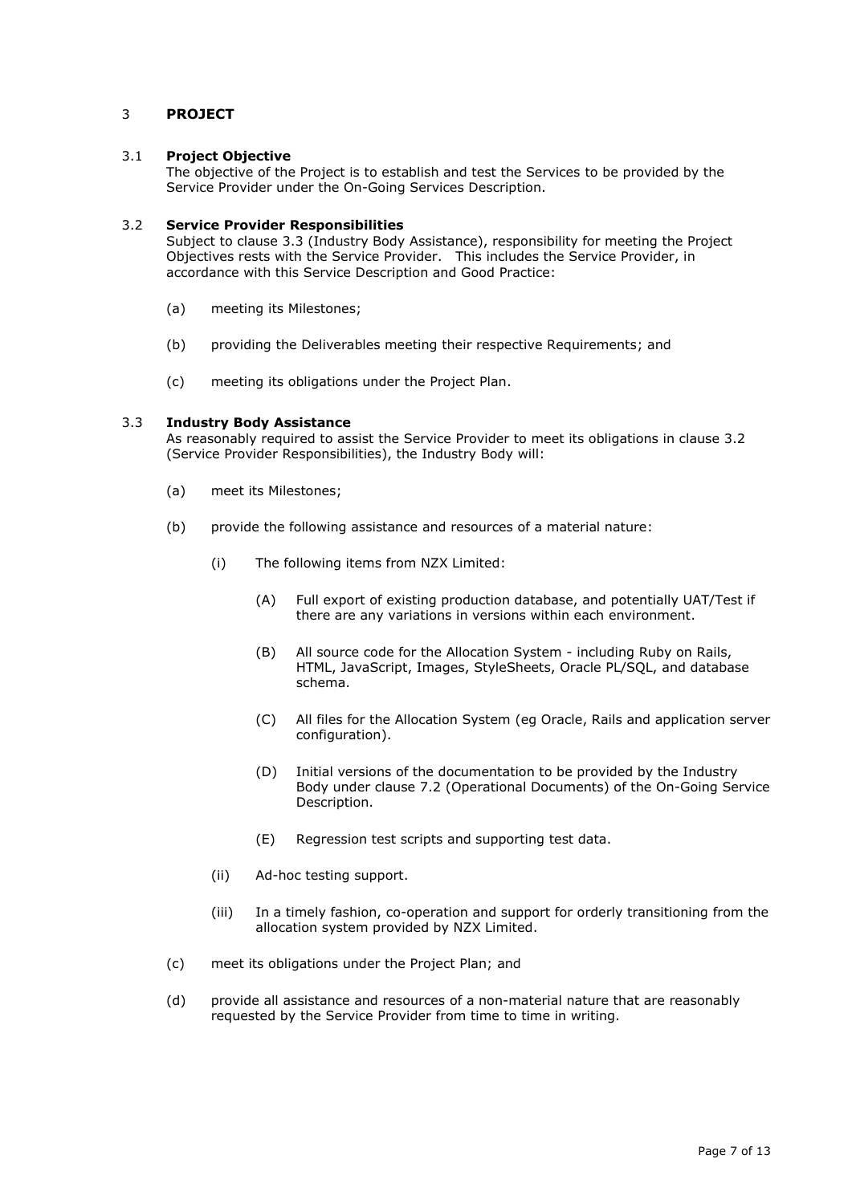## 3 PROJECT

### 3.1 Project Objective

The objective of the Project is to establish and test the Services to be provided by the Service Provider under the On-Going Services Description.

### 3.2 Service Provider Responsibilities

Subject to clause 3.3 (Industry Body Assistance), responsibility for meeting the Project Objectives rests with the Service Provider. This includes the Service Provider, in accordance with this Service Description and Good Practice:

(a) meeting its Milestones;

(b) providing the Deliverables meeting their respective Requirements; and

(c) meeting its obligations under the Project Plan.

### 3.3 Industry Body Assistance

As reasonably required to assist the Service Provider to meet its obligations in clause 3.2 (Service Provider Responsibilities), the Industry Body will:

(a) meet its Milestones;

(b) provide the following assistance and resources of a material nature:

- (i) The following items from NZX Limited:
  - (A) Full export of existing production database, and potentially UAT/Test if there are any variations in versions within each environment.
  - (B) All source code for the Allocation System - including Ruby on Rails, HTML, JavaScript, Images, StyleSheets, Oracle PL/SQL, and database schema.
  - (C) All files for the Allocation System (eg Oracle, Rails and application server configuration).
  - (D) Initial versions of the documentation to be provided by the Industry Body under clause 7.2 (Operational Documents) of the On-Going Service Description.
  - (E) Regression test scripts and supporting test data.
- (ii) Ad-hoc testing support.
- (iii) In a timely fashion, co-operation and support for orderly transitioning from the allocation system provided by NZX Limited.

(c) meet its obligations under the Project Plan; and

(d) provide all assistance and resources of a non-material nature that are reasonably requested by the Service Provider from time to time in writing.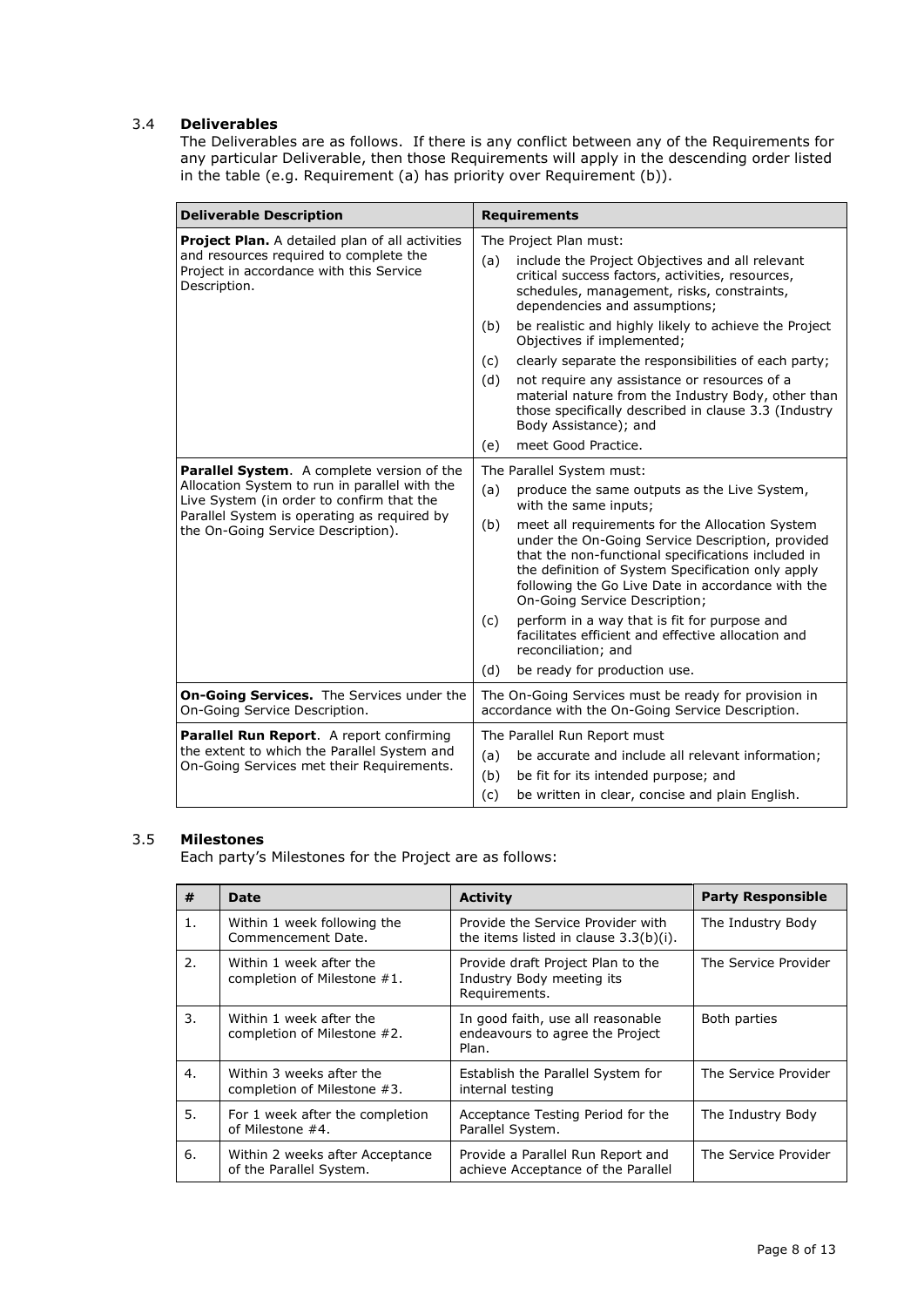### 3.4 Deliverables

The Deliverables are as follows. If there is any conflict between any of the Requirements for any particular Deliverable, then those Requirements will apply in the descending order listed in the table (e.g. Requirement (a) has priority over Requirement (b)).

| Deliverable Description | Requirements |
|---|---|
| **Project Plan.** A detailed plan of all activities and resources required to complete the Project in accordance with this Service Description. | The Project Plan must:<br>(a) include the Project Objectives and all relevant critical success factors, activities, resources, schedules, management, risks, constraints, dependencies and assumptions;<br>(b) be realistic and highly likely to achieve the Project Objectives if implemented;<br>(c) clearly separate the responsibilities of each party;<br>(d) not require any assistance or resources of a material nature from the Industry Body, other than those specifically described in clause 3.3 (Industry Body Assistance); and<br>(e) meet Good Practice. |
| **Parallel System**. A complete version of the Allocation System to run in parallel with the Live System (in order to confirm that the Parallel System is operating as required by the On-Going Service Description). | The Parallel System must:<br>(a) produce the same outputs as the Live System, with the same inputs;<br>(b) meet all requirements for the Allocation System under the On-Going Service Description, provided that the non-functional specifications included in the definition of System Specification only apply following the Go Live Date in accordance with the On-Going Service Description;<br>(c) perform in a way that is fit for purpose and facilitates efficient and effective allocation and reconciliation; and<br>(d) be ready for production use. |
| **On-Going Services.** The Services under the On-Going Service Description. | The On-Going Services must be ready for provision in accordance with the On-Going Service Description. |
| **Parallel Run Report**. A report confirming the extent to which the Parallel System and On-Going Services met their Requirements. | The Parallel Run Report must<br>(a) be accurate and include all relevant information;<br>(b) be fit for its intended purpose; and<br>(c) be written in clear, concise and plain English. |

### 3.5 Milestones

Each party's Milestones for the Project are as follows:

| # | Date | Activity | Party Responsible |
|---|---|---|---|
| 1. | Within 1 week following the Commencement Date. | Provide the Service Provider with the items listed in clause 3.3(b)(i). | The Industry Body |
| 2. | Within 1 week after the completion of Milestone #1. | Provide draft Project Plan to the Industry Body meeting its Requirements. | The Service Provider |
| 3. | Within 1 week after the completion of Milestone #2. | In good faith, use all reasonable endeavours to agree the Project Plan. | Both parties |
| 4. | Within 3 weeks after the completion of Milestone #3. | Establish the Parallel System for internal testing | The Service Provider |
| 5. | For 1 week after the completion of Milestone #4. | Acceptance Testing Period for the Parallel System. | The Industry Body |
| 6. | Within 2 weeks after Acceptance of the Parallel System. | Provide a Parallel Run Report and achieve Acceptance of the Parallel | The Service Provider |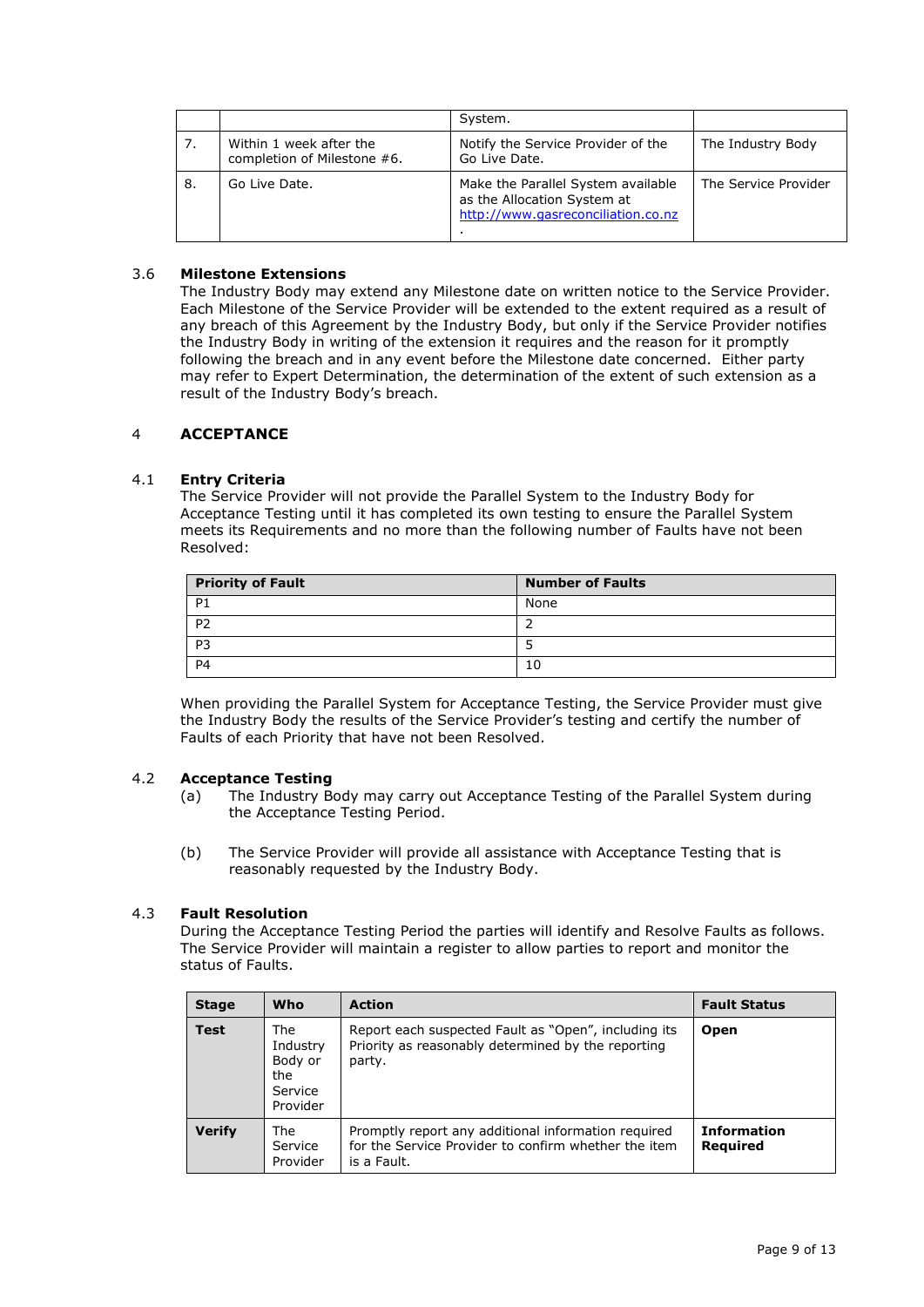| | | System. | |
|---|---|---|---|
| 7. | Within 1 week after the completion of Milestone #6. | Notify the Service Provider of the Go Live Date. | The Industry Body |
| 8. | Go Live Date. | Make the Parallel System available as the Allocation System at http://www.gasreconciliation.co.nz. | The Service Provider |

### 3.6 Milestone Extensions

The Industry Body may extend any Milestone date on written notice to the Service Provider. Each Milestone of the Service Provider will be extended to the extent required as a result of any breach of this Agreement by the Industry Body, but only if the Service Provider notifies the Industry Body in writing of the extension it requires and the reason for it promptly following the breach and in any event before the Milestone date concerned. Either party may refer to Expert Determination, the determination of the extent of such extension as a result of the Industry Body's breach.

## 4 ACCEPTANCE

### 4.1 Entry Criteria

The Service Provider will not provide the Parallel System to the Industry Body for Acceptance Testing until it has completed its own testing to ensure the Parallel System meets its Requirements and no more than the following number of Faults have not been Resolved:

| Priority of Fault | Number of Faults |
|---|---|
| P1 | None |
| P2 | 2 |
| P3 | 5 |
| P4 | 10 |

When providing the Parallel System for Acceptance Testing, the Service Provider must give the Industry Body the results of the Service Provider's testing and certify the number of Faults of each Priority that have not been Resolved.

### 4.2 Acceptance Testing

(a) The Industry Body may carry out Acceptance Testing of the Parallel System during the Acceptance Testing Period.

(b) The Service Provider will provide all assistance with Acceptance Testing that is reasonably requested by the Industry Body.

### 4.3 Fault Resolution

During the Acceptance Testing Period the parties will identify and Resolve Faults as follows. The Service Provider will maintain a register to allow parties to report and monitor the status of Faults.

| Stage | Who | Action | Fault Status |
|---|---|---|---|
| **Test** | The Industry Body or the Service Provider | Report each suspected Fault as "Open", including its Priority as reasonably determined by the reporting party. | **Open** |
| **Verify** | The Service Provider | Promptly report any additional information required for the Service Provider to confirm whether the item is a Fault. | **Information Required** |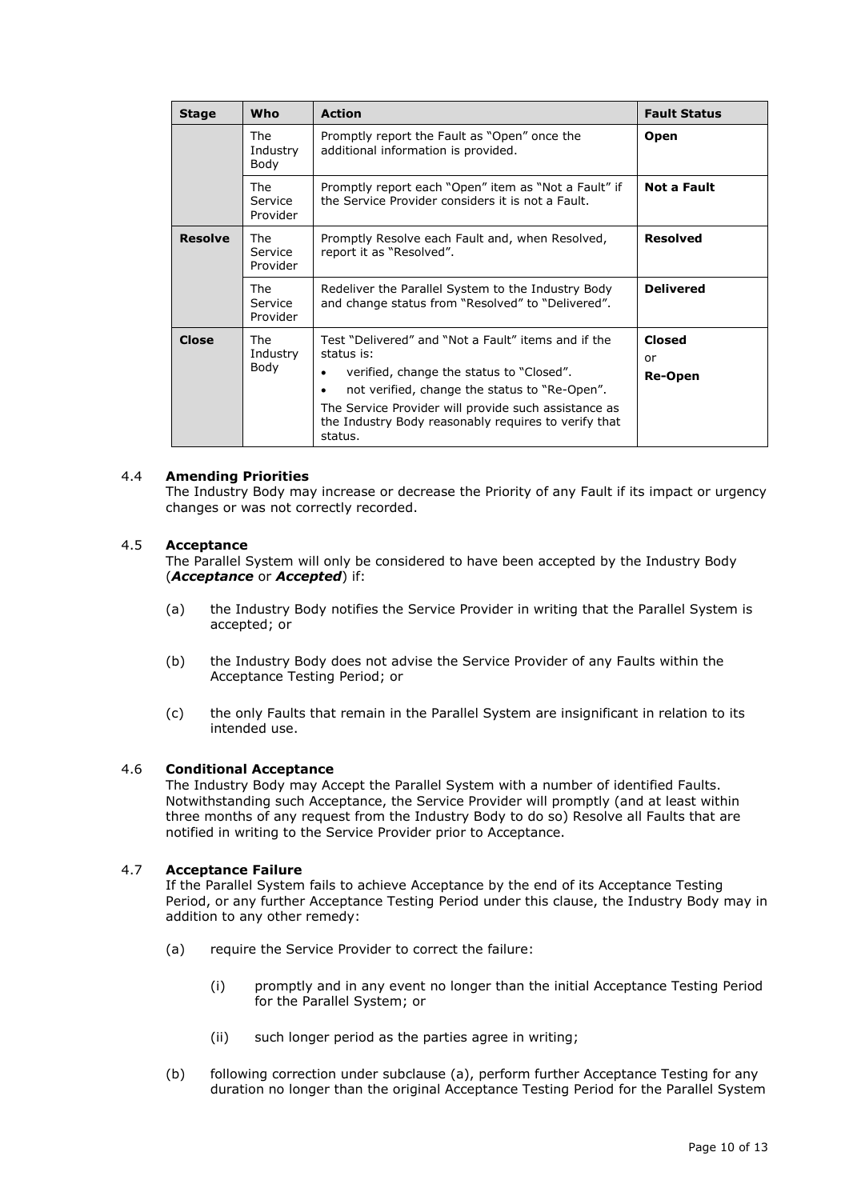| Stage | Who | Action | Fault Status |
|---|---|---|---|
| | The Industry Body | Promptly report the Fault as "Open" once the additional information is provided. | **Open** |
| | The Service Provider | Promptly report each "Open" item as "Not a Fault" if the Service Provider considers it is not a Fault. | **Not a Fault** |
| **Resolve** | The Service Provider | Promptly Resolve each Fault and, when Resolved, report it as "Resolved". | **Resolved** |
| | The Service Provider | Redeliver the Parallel System to the Industry Body and change status from "Resolved" to "Delivered". | **Delivered** |
| **Close** | The Industry Body | Test "Delivered" and "Not a Fault" items and if the status is:<br>• verified, change the status to "Closed".<br>• not verified, change the status to "Re-Open".<br>The Service Provider will provide such assistance as the Industry Body reasonably requires to verify that status. | **Closed** or **Re-Open** |

4.4 **Amending Priorities**

The Industry Body may increase or decrease the Priority of any Fault if its impact or urgency changes or was not correctly recorded.

4.5 **Acceptance**

The Parallel System will only be considered to have been accepted by the Industry Body (***Acceptance*** or ***Accepted***) if:

(a) the Industry Body notifies the Service Provider in writing that the Parallel System is accepted; or

(b) the Industry Body does not advise the Service Provider of any Faults within the Acceptance Testing Period; or

(c) the only Faults that remain in the Parallel System are insignificant in relation to its intended use.

4.6 **Conditional Acceptance**

The Industry Body may Accept the Parallel System with a number of identified Faults. Notwithstanding such Acceptance, the Service Provider will promptly (and at least within three months of any request from the Industry Body to do so) Resolve all Faults that are notified in writing to the Service Provider prior to Acceptance.

4.7 **Acceptance Failure**

If the Parallel System fails to achieve Acceptance by the end of its Acceptance Testing Period, or any further Acceptance Testing Period under this clause, the Industry Body may in addition to any other remedy:

(a) require the Service Provider to correct the failure:

(i) promptly and in any event no longer than the initial Acceptance Testing Period for the Parallel System; or

(ii) such longer period as the parties agree in writing;

(b) following correction under subclause (a), perform further Acceptance Testing for any duration no longer than the original Acceptance Testing Period for the Parallel System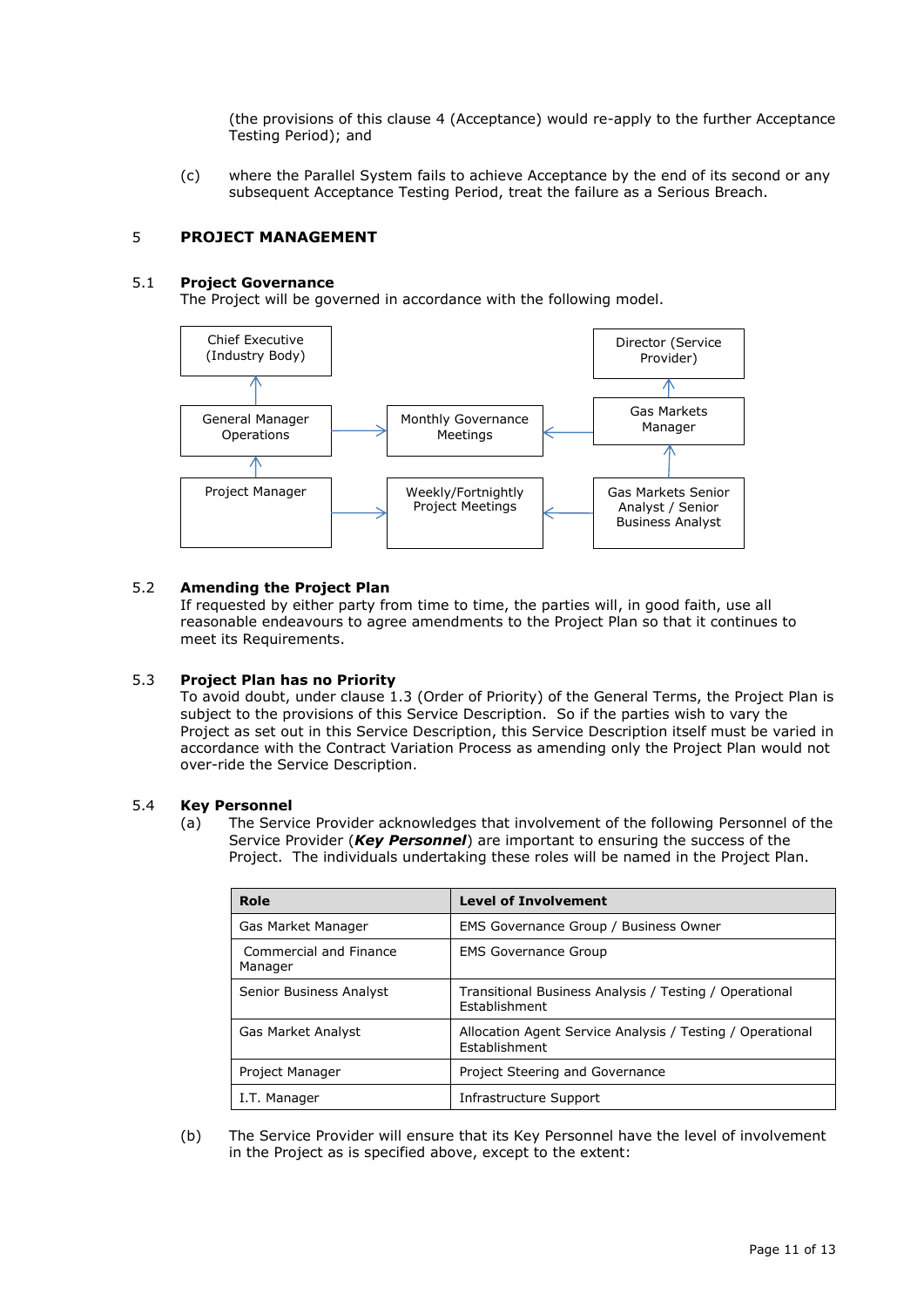(the provisions of this clause 4 (Acceptance) would re-apply to the further Acceptance Testing Period); and

(c) where the Parallel System fails to achieve Acceptance by the end of its second or any subsequent Acceptance Testing Period, treat the failure as a Serious Breach.

## 5 PROJECT MANAGEMENT

### 5.1 Project Governance

The Project will be governed in accordance with the following model.

Chief Executive (Industry Body)

General Manager Operations

Project Manager

Monthly Governance Meetings

Weekly/Fortnightly Project Meetings

Director (Service Provider)

Gas Markets Manager

Gas Markets Senior Analyst / Senior Business Analyst

### 5.2 Amending the Project Plan

If requested by either party from time to time, the parties will, in good faith, use all reasonable endeavours to agree amendments to the Project Plan so that it continues to meet its Requirements.

### 5.3 Project Plan has no Priority

To avoid doubt, under clause 1.3 (Order of Priority) of the General Terms, the Project Plan is subject to the provisions of this Service Description. So if the parties wish to vary the Project as set out in this Service Description, this Service Description itself must be varied in accordance with the Contract Variation Process as amending only the Project Plan would not over-ride the Service Description.

### 5.4 Key Personnel

(a) The Service Provider acknowledges that involvement of the following Personnel of the Service Provider (***Key Personnel***) are important to ensuring the success of the Project. The individuals undertaking these roles will be named in the Project Plan.

| Role | Level of Involvement |
|---|---|
| Gas Market Manager | EMS Governance Group / Business Owner |
| Commercial and Finance Manager | EMS Governance Group |
| Senior Business Analyst | Transitional Business Analysis / Testing / Operational Establishment |
| Gas Market Analyst | Allocation Agent Service Analysis / Testing / Operational Establishment |
| Project Manager | Project Steering and Governance |
| I.T. Manager | Infrastructure Support |

(b) The Service Provider will ensure that its Key Personnel have the level of involvement in the Project as is specified above, except to the extent: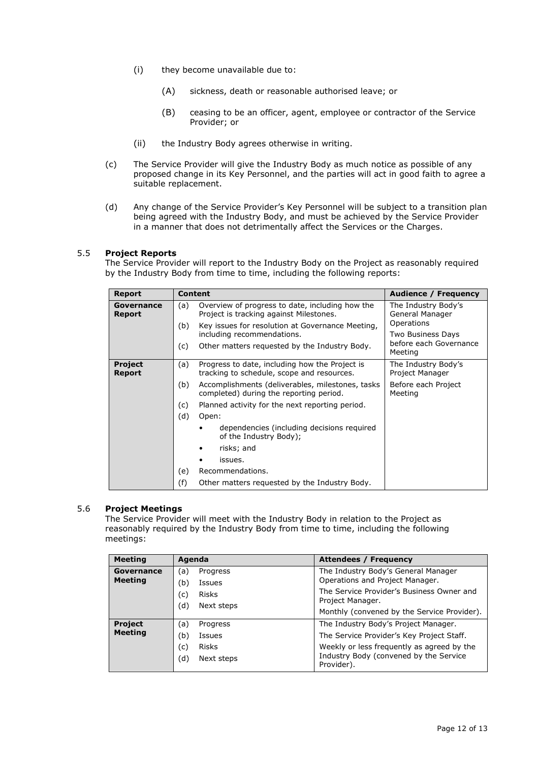(i) they become unavailable due to:

(A) sickness, death or reasonable authorised leave; or

(B) ceasing to be an officer, agent, employee or contractor of the Service Provider; or

(ii) the Industry Body agrees otherwise in writing.

(c) The Service Provider will give the Industry Body as much notice as possible of any proposed change in its Key Personnel, and the parties will act in good faith to agree a suitable replacement.

(d) Any change of the Service Provider's Key Personnel will be subject to a transition plan being agreed with the Industry Body, and must be achieved by the Service Provider in a manner that does not detrimentally affect the Services or the Charges.

### 5.5 Project Reports

The Service Provider will report to the Industry Body on the Project as reasonably required by the Industry Body from time to time, including the following reports:

| Report | Content | Audience / Frequency |
|---|---|---|
| **Governance Report** | (a) Overview of progress to date, including how the Project is tracking against Milestones.<br>(b) Key issues for resolution at Governance Meeting, including recommendations.<br>(c) Other matters requested by the Industry Body. | The Industry Body's General Manager Operations<br>Two Business Days before each Governance Meeting |
| **Project Report** | (a) Progress to date, including how the Project is tracking to schedule, scope and resources.<br>(b) Accomplishments (deliverables, milestones, tasks completed) during the reporting period.<br>(c) Planned activity for the next reporting period.<br>(d) Open:<br>• dependencies (including decisions required of the Industry Body);<br>• risks; and<br>• issues.<br>(e) Recommendations.<br>(f) Other matters requested by the Industry Body. | The Industry Body's Project Manager<br>Before each Project Meeting |

### 5.6 Project Meetings

The Service Provider will meet with the Industry Body in relation to the Project as reasonably required by the Industry Body from time to time, including the following meetings:

| Meeting | Agenda | Attendees / Frequency |
|---|---|---|
| **Governance Meeting** | (a) Progress<br>(b) Issues<br>(c) Risks<br>(d) Next steps | The Industry Body's General Manager Operations and Project Manager.<br>The Service Provider's Business Owner and Project Manager.<br>Monthly (convened by the Service Provider). |
| **Project Meeting** | (a) Progress<br>(b) Issues<br>(c) Risks<br>(d) Next steps | The Industry Body's Project Manager.<br>The Service Provider's Key Project Staff.<br>Weekly or less frequently as agreed by the Industry Body (convened by the Service Provider). |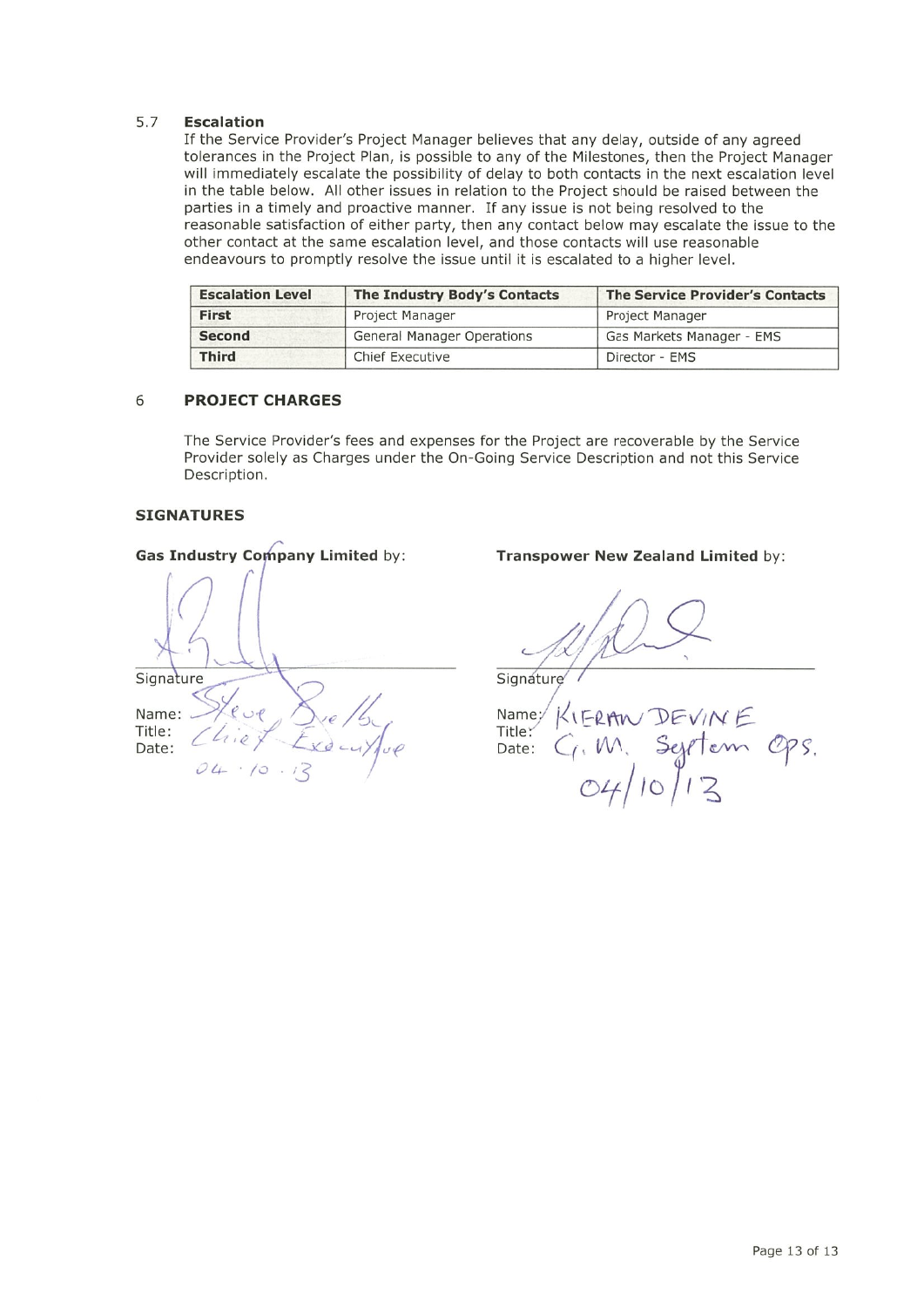### 5.7 Escalation

If the Service Provider's Project Manager believes that any delay, outside of any agreed tolerances in the Project Plan, is possible to any of the Milestones, then the Project Manager will immediately escalate the possibility of delay to both contacts in the next escalation level in the table below. All other issues in relation to the Project should be raised between the parties in a timely and proactive manner. If any issue is not being resolved to the reasonable satisfaction of either party, then any contact below may escalate the issue to the other contact at the same escalation level, and those contacts will use reasonable endeavours to promptly resolve the issue until it is escalated to a higher level.

| Escalation Level | The Industry Body's Contacts | The Service Provider's Contacts |
|---|---|---|
| **First** | Project Manager | Project Manager |
| **Second** | General Manager Operations | Gas Markets Manager - EMS |
| **Third** | Chief Executive | Director - EMS |

## 6 PROJECT CHARGES

The Service Provider's fees and expenses for the Project are recoverable by the Service Provider solely as Charges under the On-Going Service Description and not this Service Description.

**SIGNATURES**

**Gas Industry Company Limited** by:

Signature

Name: Steve Bielby
Title: Chief Executive
Date: 04 . 10 . 13

**Transpower New Zealand Limited** by:

Signature

Name: KIERAN DEVINE
Title: G. M. System Ops.
Date: 04/10/13